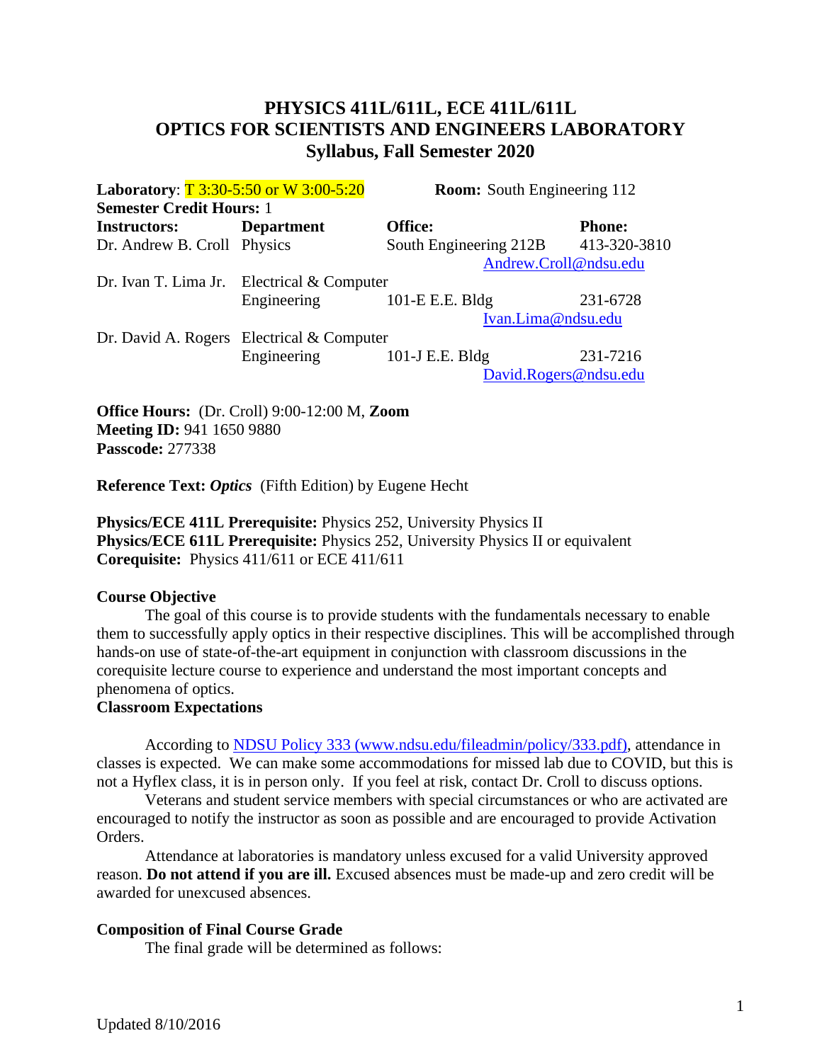# PHYSICS 411L/611L, ECE 411L/611L
# OPTICS FOR SCIENTISTS AND ENGINEERS LABORATORY
## Syllabus, Fall Semester 2020

**Laboratory**: T 3:30-5:50 or W 3:00-5:20 **Room:** South Engineering 112
**Semester Credit Hours:** 1

| **Instructors:** | **Department** | **Office:** | **Phone:** |
|---|---|---|---|
| Dr. Andrew B. Croll | Physics | South Engineering 212B | 413-320-3810 |
| | | Andrew.Croll@ndsu.edu | |
| Dr. Ivan T. Lima Jr. | Electrical & Computer Engineering | 101-E E.E. Bldg | 231-6728 |
| | | Ivan.Lima@ndsu.edu | |
| Dr. David A. Rogers | Electrical & Computer Engineering | 101-J E.E. Bldg | 231-7216 |
| | | David.Rogers@ndsu.edu | |

**Office Hours:** (Dr. Croll) 9:00-12:00 M, **Zoom**
**Meeting ID:** 941 1650 9880
**Passcode:** 277338

**Reference Text:** ***Optics*** (Fifth Edition) by Eugene Hecht

**Physics/ECE 411L Prerequisite:** Physics 252, University Physics II
**Physics/ECE 611L Prerequisite:** Physics 252, University Physics II or equivalent
**Corequisite:** Physics 411/611 or ECE 411/611

### Course Objective

The goal of this course is to provide students with the fundamentals necessary to enable them to successfully apply optics in their respective disciplines. This will be accomplished through hands-on use of state-of-the-art equipment in conjunction with classroom discussions in the corequisite lecture course to experience and understand the most important concepts and phenomena of optics.

### Classroom Expectations

According to NDSU Policy 333 (www.ndsu.edu/fileadmin/policy/333.pdf), attendance in classes is expected. We can make some accommodations for missed lab due to COVID, but this is not a Hyflex class, it is in person only. If you feel at risk, contact Dr. Croll to discuss options.

Veterans and student service members with special circumstances or who are activated are encouraged to notify the instructor as soon as possible and are encouraged to provide Activation Orders.

Attendance at laboratories is mandatory unless excused for a valid University approved reason. **Do not attend if you are ill.** Excused absences must be made-up and zero credit will be awarded for unexcused absences.

### Composition of Final Course Grade

The final grade will be determined as follows: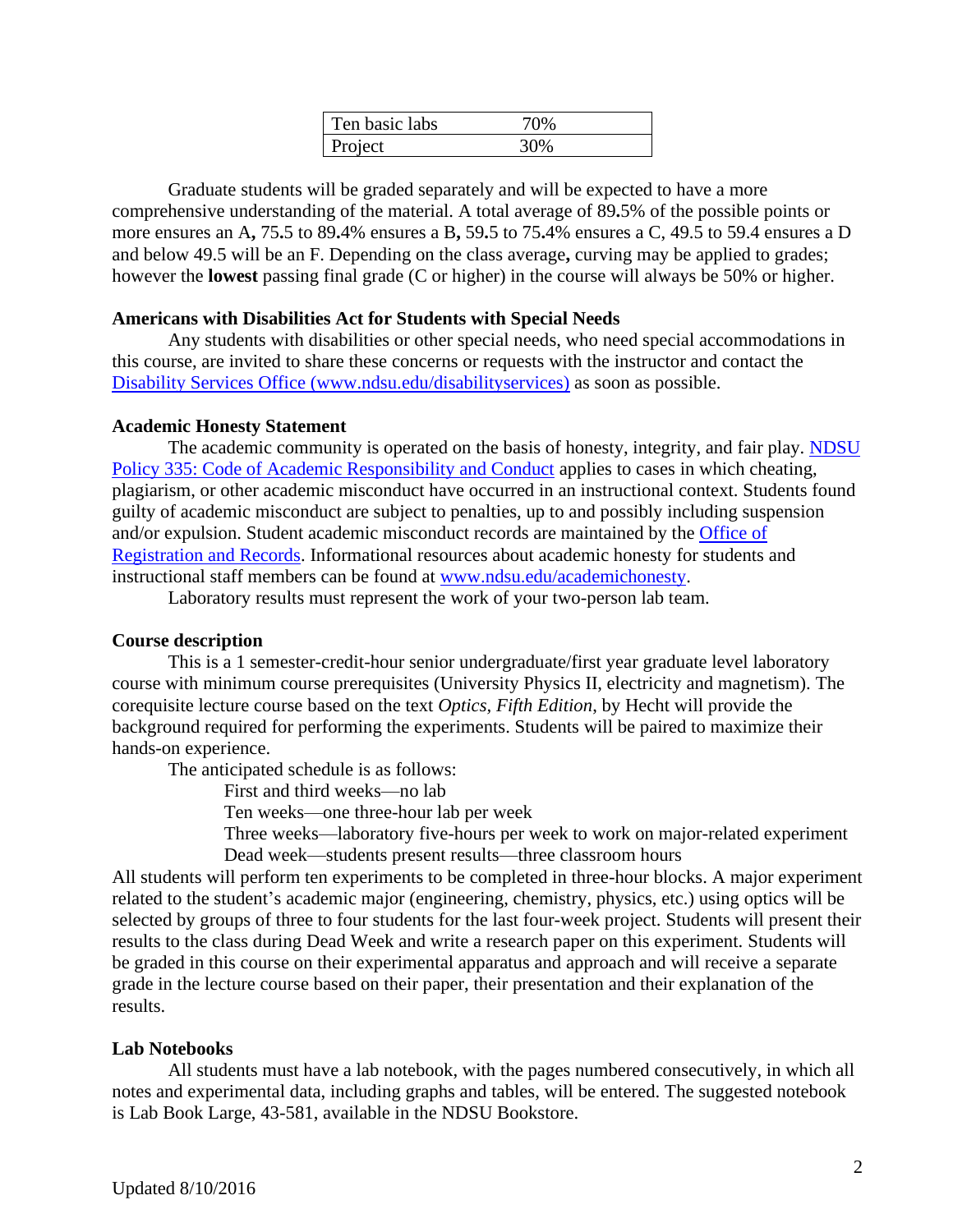| Ten basic labs | 70% |
|---|---|
| Project | 30% |

Graduate students will be graded separately and will be expected to have a more comprehensive understanding of the material. A total average of 89**.**5% of the possible points or more ensures an A**,** 75**.**5 to 89**.**4% ensures a B**,** 59**.**5 to 75**.**4% ensures a C, 49.5 to 59.4 ensures a D and below 49.5 will be an F. Depending on the class average**,** curving may be applied to grades; however the **lowest** passing final grade (C or higher) in the course will always be 50% or higher.

**Americans with Disabilities Act for Students with Special Needs**

Any students with disabilities or other special needs, who need special accommodations in this course, are invited to share these concerns or requests with the instructor and contact the Disability Services Office (www.ndsu.edu/disabilityservices) as soon as possible.

**Academic Honesty Statement**

The academic community is operated on the basis of honesty, integrity, and fair play. NDSU Policy 335: Code of Academic Responsibility and Conduct applies to cases in which cheating, plagiarism, or other academic misconduct have occurred in an instructional context. Students found guilty of academic misconduct are subject to penalties, up to and possibly including suspension and/or expulsion. Student academic misconduct records are maintained by the Office of Registration and Records. Informational resources about academic honesty for students and instructional staff members can be found at www.ndsu.edu/academichonesty.

Laboratory results must represent the work of your two-person lab team.

**Course description**

This is a 1 semester-credit-hour senior undergraduate/first year graduate level laboratory course with minimum course prerequisites (University Physics II, electricity and magnetism). The corequisite lecture course based on the text *Optics, Fifth Edition*, by Hecht will provide the background required for performing the experiments. Students will be paired to maximize their hands-on experience.

The anticipated schedule is as follows:

First and third weeks—no lab
Ten weeks—one three-hour lab per week
Three weeks—laboratory five-hours per week to work on major-related experiment
Dead week—students present results—three classroom hours

All students will perform ten experiments to be completed in three-hour blocks. A major experiment related to the student's academic major (engineering, chemistry, physics, etc.) using optics will be selected by groups of three to four students for the last four-week project. Students will present their results to the class during Dead Week and write a research paper on this experiment. Students will be graded in this course on their experimental apparatus and approach and will receive a separate grade in the lecture course based on their paper, their presentation and their explanation of the results.

**Lab Notebooks**

All students must have a lab notebook, with the pages numbered consecutively, in which all notes and experimental data, including graphs and tables, will be entered. The suggested notebook is Lab Book Large, 43-581, available in the NDSU Bookstore.

Updated 8/10/2016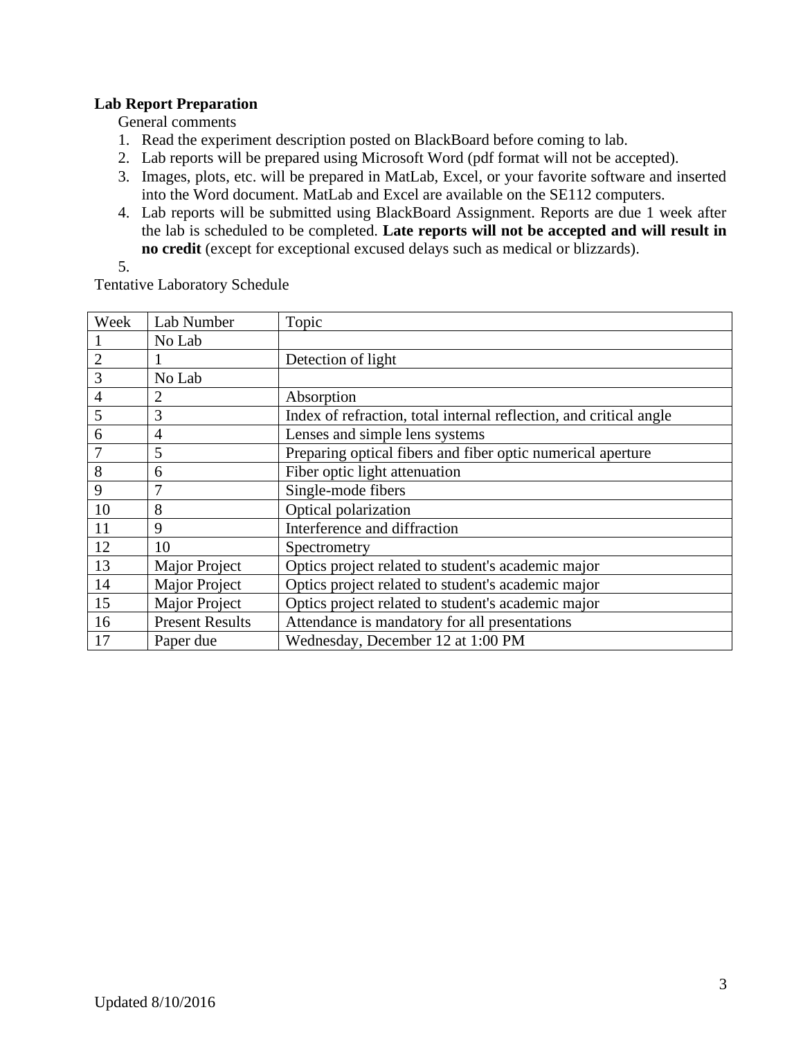**Lab Report Preparation**

General comments

1. Read the experiment description posted on BlackBoard before coming to lab.
2. Lab reports will be prepared using Microsoft Word (pdf format will not be accepted).
3. Images, plots, etc. will be prepared in MatLab, Excel, or your favorite software and inserted into the Word document. MatLab and Excel are available on the SE112 computers.
4. Lab reports will be submitted using BlackBoard Assignment. Reports are due 1 week after the lab is scheduled to be completed. **Late reports will not be accepted and will result in no credit** (except for exceptional excused delays such as medical or blizzards).
5. 

Tentative Laboratory Schedule

| Week | Lab Number | Topic |
|---|---|---|
| 1 | No Lab | |
| 2 | 1 | Detection of light |
| 3 | No Lab | |
| 4 | 2 | Absorption |
| 5 | 3 | Index of refraction, total internal reflection, and critical angle |
| 6 | 4 | Lenses and simple lens systems |
| 7 | 5 | Preparing optical fibers and fiber optic numerical aperture |
| 8 | 6 | Fiber optic light attenuation |
| 9 | 7 | Single-mode fibers |
| 10 | 8 | Optical polarization |
| 11 | 9 | Interference and diffraction |
| 12 | 10 | Spectrometry |
| 13 | Major Project | Optics project related to student's academic major |
| 14 | Major Project | Optics project related to student's academic major |
| 15 | Major Project | Optics project related to student's academic major |
| 16 | Present Results | Attendance is mandatory for all presentations |
| 17 | Paper due | Wednesday, December 12 at 1:00 PM |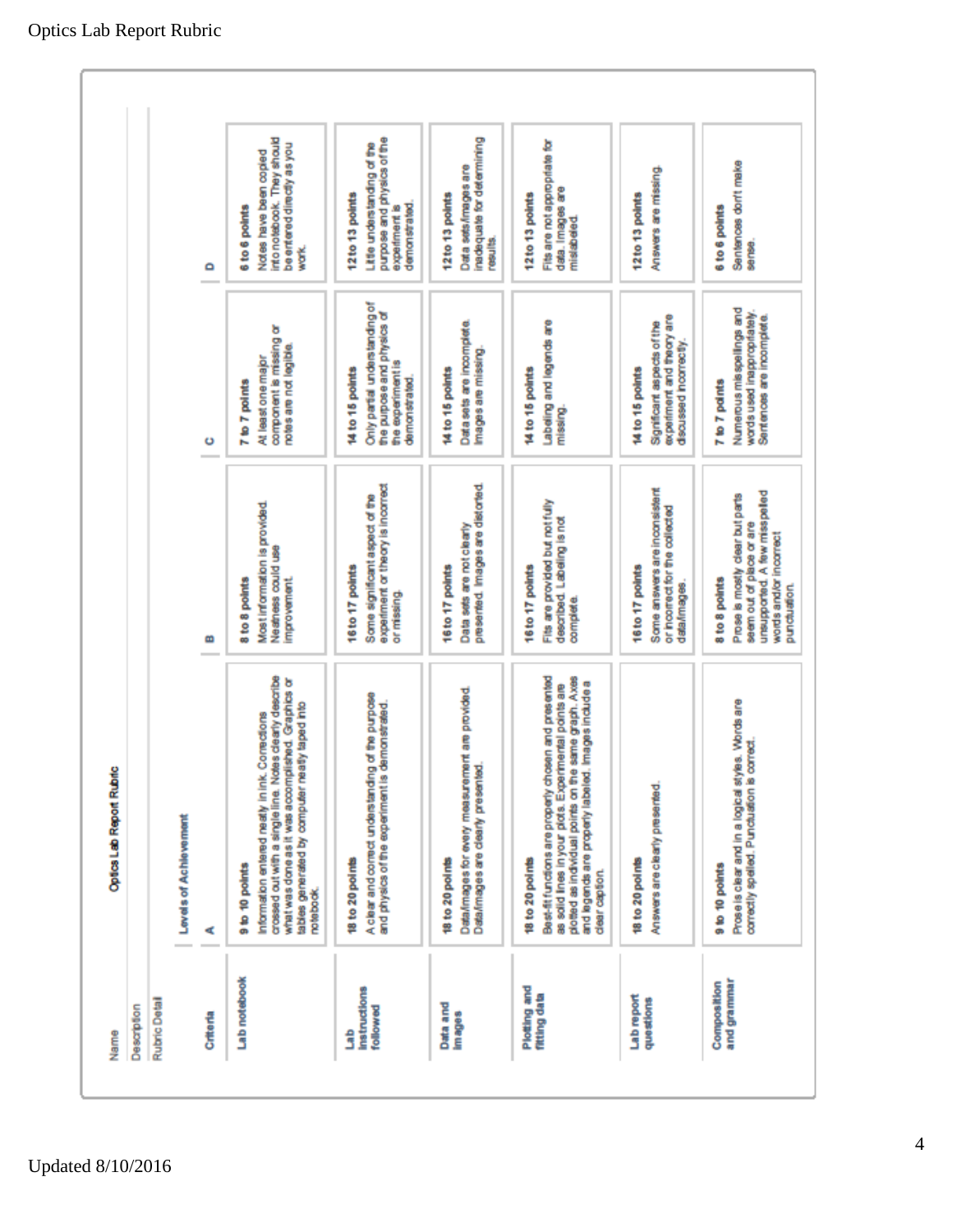Optics Lab Report Rubric

Name

Description

Rubric Detail

Levels of Achievement

| Criteria | A | B | C | D |
|---|---|---|---|---|
| Lab notebook | 9 to 10 points<br>Information entered neatly in ink. Corrections crossed out with a single line. Notes clearly describe what was done as it was accomplished. Graphics or tables generated by computer neatly taped into notebook. | 8 to 8 points<br>Most information is provided. Neatness could use improvement. | 7 to 7 points<br>At least one major component is missing or notes are not legible. | 6 to 6 points<br>Notes have been copied into notebook. They should be entered directly as you work. |
| Lab Instructions followed | 18 to 20 points<br>A clear and correct understanding of the purpose and physics of the experiment is demonstrated. | 16 to 17 points<br>Some significant aspect of the experiment or theory is incorrect or missing. | 14 to 15 points<br>Only partial understanding of the purpose and physics of the experiment is demonstrated. | 12 to 13 points<br>Little understanding of the purpose and physics of the experiment is demonstrated. |
| Data and Images | 18 to 20 points<br>Data/images for every measurement are provided. Data/images are clearly presented. | 16 to 17 points<br>Data sets are not clearly presented. Images are distorted. | 14 to 15 points<br>Data sets are incomplete. Images are missing. | 12 to 13 points<br>Data sets/images are inadequate for determining results. |
| Plotting and fitting data | 18 to 20 points<br>Best-fit functions are properly chosen and presented as solid lines in your plots. Experimental points are plotted as individual points on the same graph. Axes and legends are properly labeled. Images include a clear caption. | 16 to 17 points<br>Fits are provided but not fully described. Labeling is not complete. | 14 to 15 points<br>Labeling and legends are missing. | 12 to 13 points<br>Fits are not appropriate for data. Images are mislabeled. |
| Lab report questions | 18 to 20 points<br>Answers are clearly presented. | 16 to 17 points<br>Some answers are inconsistent or incorrect for the collected data/images. | 14 to 15 points<br>Significant aspects of the experiment and theory are discussed incorrectly. | 12 to 13 points<br>Answers are missing. |
| Composition and grammar | 9 to 10 points<br>Prose is clear and in a logical styles. Words are correctly spelled. Punctuation is correct. | 8 to 8 points<br>Prose is mostly clear but parts seem out of place or are unsupported. A few misspeled words and/or incorrect punctuation. | 7 to 7 points<br>Numerous misspellings and words used inappropriately. Sentences are incomplete. | 6 to 6 points<br>Sentences don't make sense. |

Updated 8/10/2016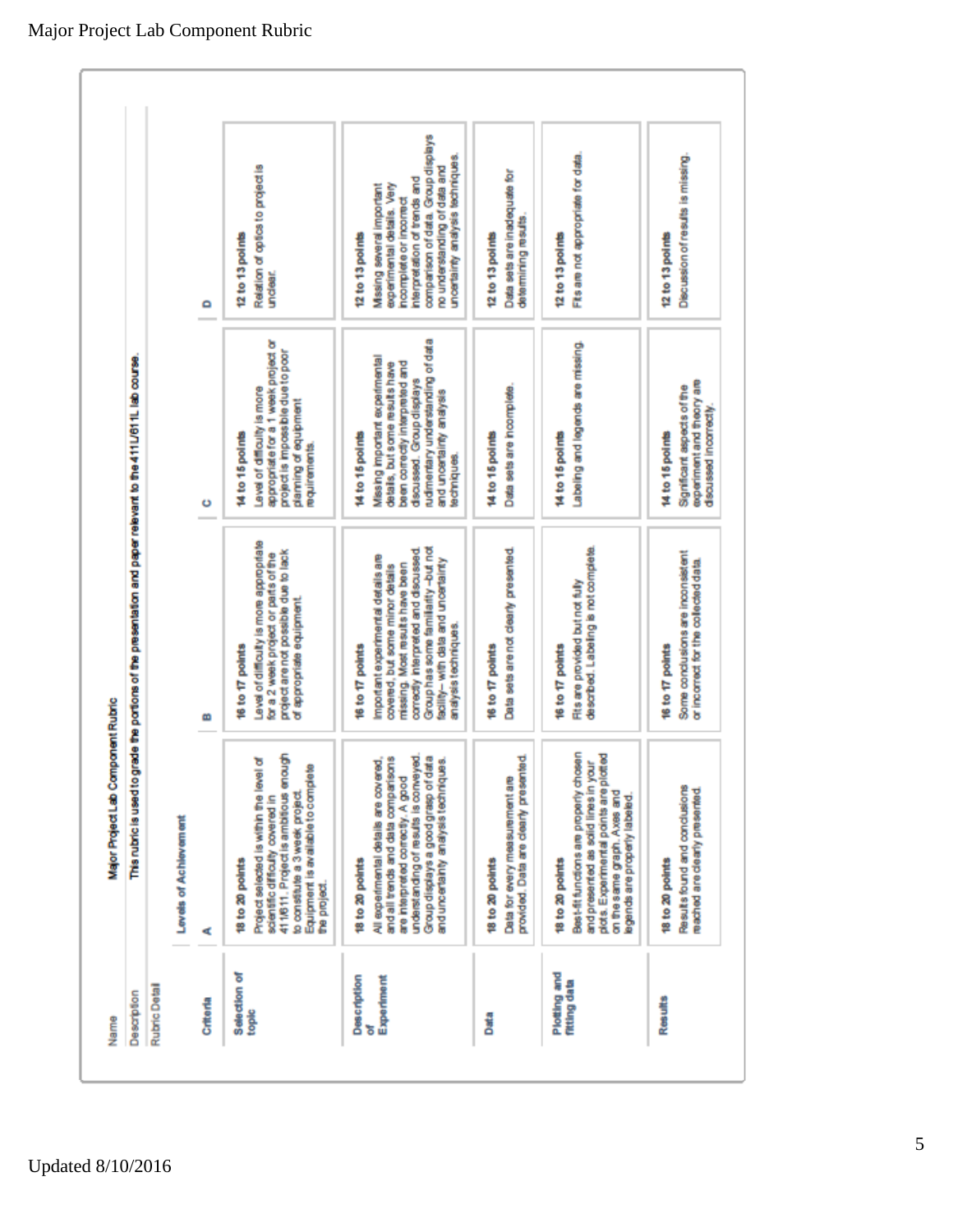Major Project Lab Component Rubric

Name: Major Project Lab Component Rubric

Description: This rubric is used to grade the portions of the presentation and paper relevant to the 411L/611L lab course.

Rubric Detail

| Criteria | A | B | C | D |
|---|---|---|---|---|
| **Selection of topic** | **18 to 20 points** Project selected is within the level of scientific difficulty covered in 411/611. Project is ambitious enough to constitute a 3 week project. Equipment is available to complete the project. | **16 to 17 points** Level of difficulty is more appropriate for a 2 week project or parts of the project are not possible due to lack of appropriate equipment. | **14 to 15 points** Level of difficulty is more appropriate for a 1 week project or project is impossible due to poor planning of equipment requirements. | **12 to 13 points** Relation of optics to project is unclear. |
| **Description of Experiment** | **18 to 20 points** All experimental details are covered, and all trends and data comparisons are interpreted correctly. A good understanding of results is conveyed. Group displays a good grasp of data and uncertainty analysis techniques. | **16 to 17 points** Important experimental details are covered, but some minor details missing. Most results have been correctly interpreted and discussed. Group has some familiarity –but not facility– with data and uncertainty analysis techniques. | **14 to 15 points** Missing important experimental details, but some results have been correctly interpreted and discussed. Group displays rudimentary understanding of data and uncertainty analysis techniques. | **12 to 13 points** Missing several important experimental details. Very incomplete or incorrect interpretation of trends and comparison of data. Group displays no understanding of data and uncertainty analysis techniques. |
| **Data** | **18 to 20 points** Data for every measurement are provided. Data are clearly presented. | **16 to 17 points** Data sets are not clearly presented. | **14 to 15 points** Data sets are incomplete. | **12 to 13 points** Data sets are inadequate for determining results. |
| **Plotting and fitting data** | **18 to 20 points** Best-fit functions are properly chosen and presented as solid lines in your plots. Experimental points are plotted on the same graph. Axes and legends are properly labeled. | **16 to 17 points** Fits are provided but not fully described. Labeling is not complete. | **14 to 15 points** Labeling and legends are missing. | **12 to 13 points** Fits are not appropriate for data. |
| **Results** | **18 to 20 points** Results found and conclusions reached are clearly presented. | **16 to 17 points** Some conclusions are inconsistent or incorrect for the collected data. | **14 to 15 points** Significant aspects of the experiment and theory are discussed incorrectly. | **12 to 13 points** Discussion of results is missing. |

Updated 8/10/2016